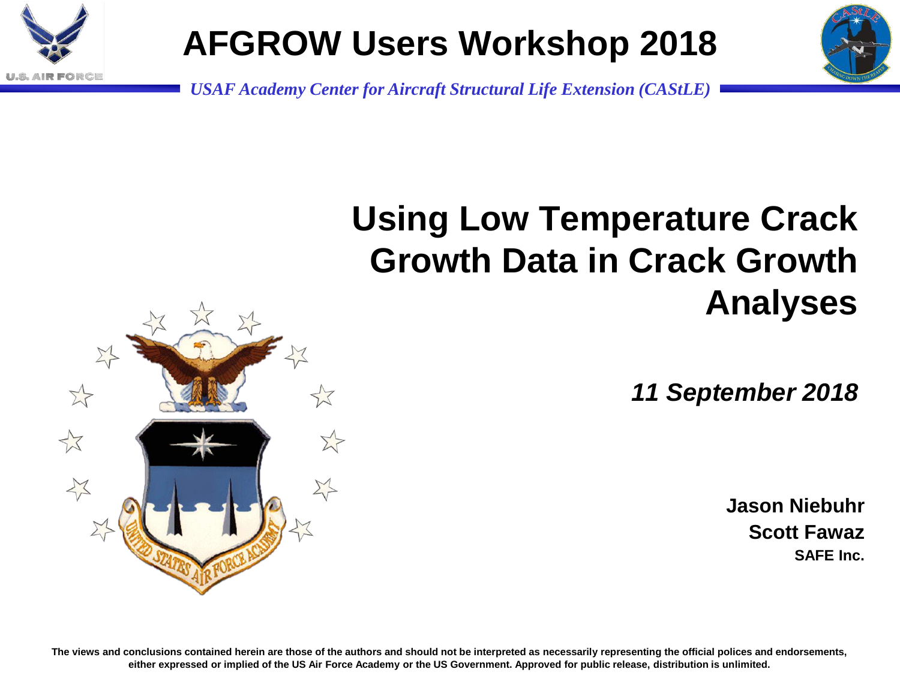# AFGROW Users Workshop 2018

*USAF Academy Center for Aircraft Structural Life Extension (CAStLE)*

## Using Low Temperature Crack Growth Data in Crack Growth Analyses

***11 September 2018***

**Jason Niebuhr**
**Scott Fawaz**
**SAFE Inc.**

**The views and conclusions contained herein are those of the authors and should not be interpreted as necessarily representing the official polices and endorsements, either expressed or implied of the US Air Force Academy or the US Government. Approved for public release, distribution is unlimited.**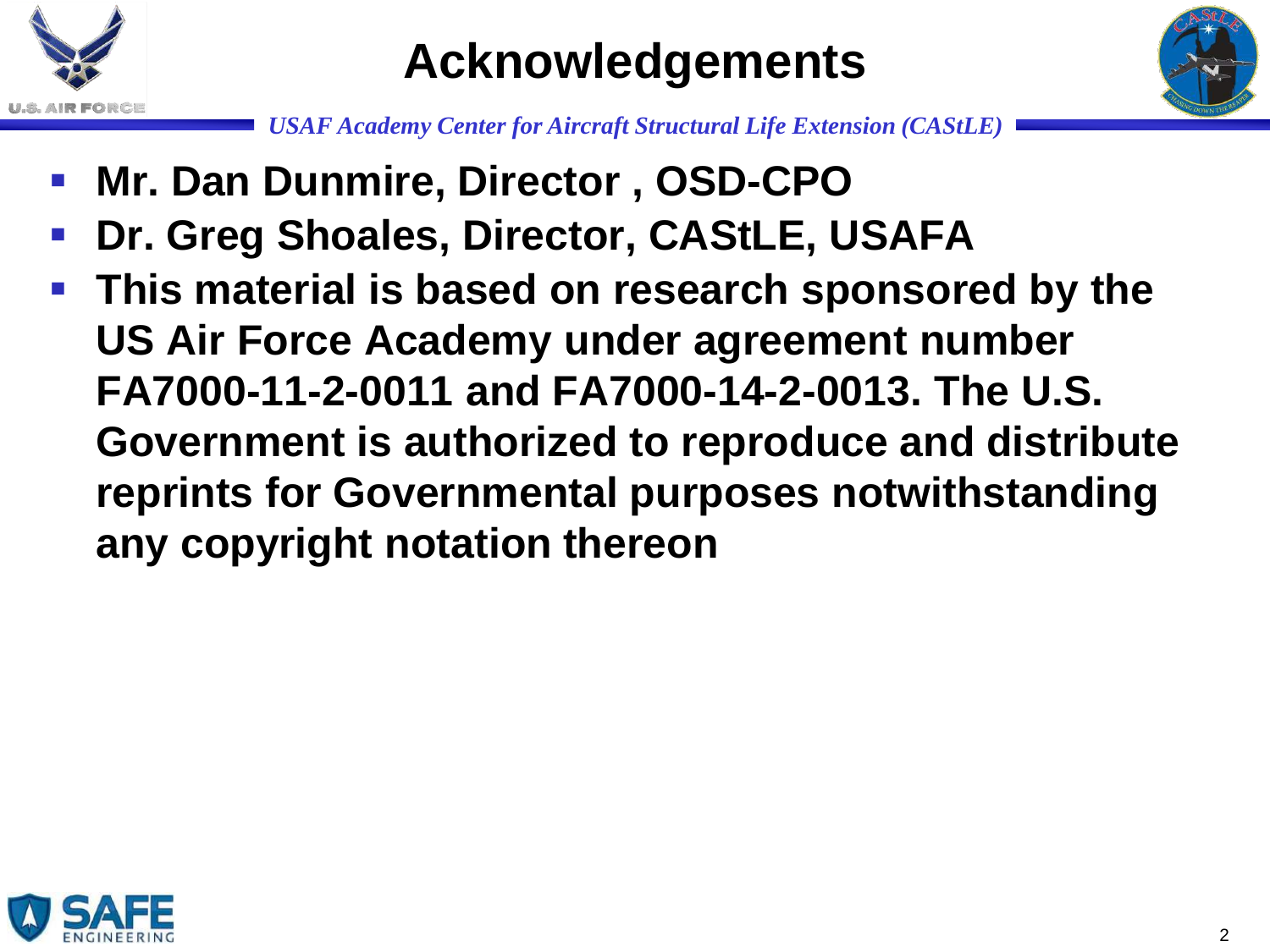# Acknowledgements

*USAF Academy Center for Aircraft Structural Life Extension (CAStLE)*

- **Mr. Dan Dunmire, Director , OSD-CPO**
- **Dr. Greg Shoales, Director, CAStLE, USAFA**
- **This material is based on research sponsored by the US Air Force Academy under agreement number FA7000-11-2-0011 and FA7000-14-2-0013. The U.S. Government is authorized to reproduce and distribute reprints for Governmental purposes notwithstanding any copyright notation thereon**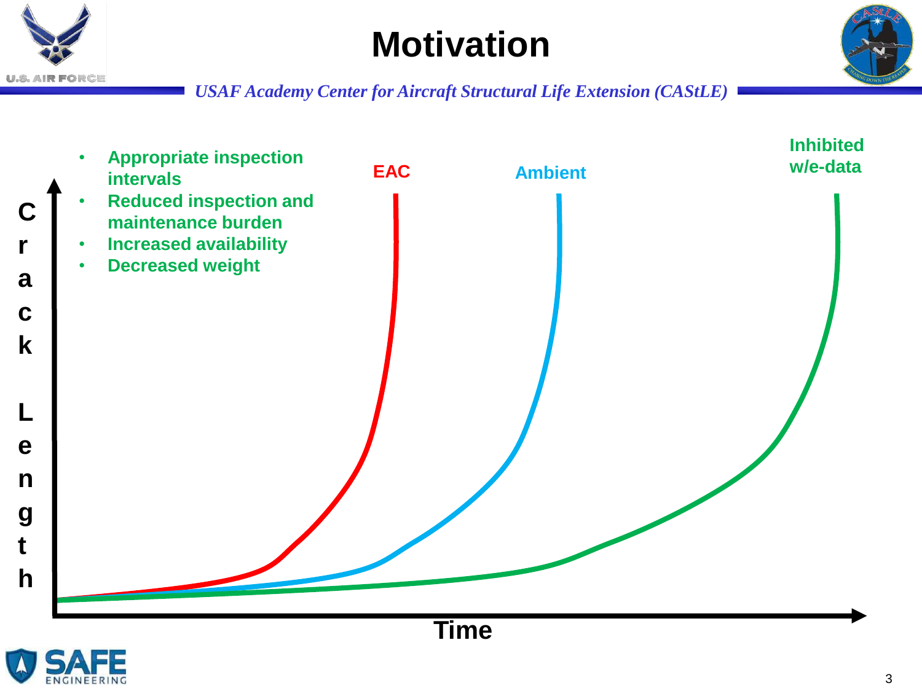# Motivation

*USAF Academy Center for Aircraft Structural Life Extension (CAStLE)*

- Appropriate inspection intervals
- Reduced inspection and maintenance burden
- Increased availability
- Decreased weight

EAC

Ambient

Inhibited w/e-data

Crack Length

Time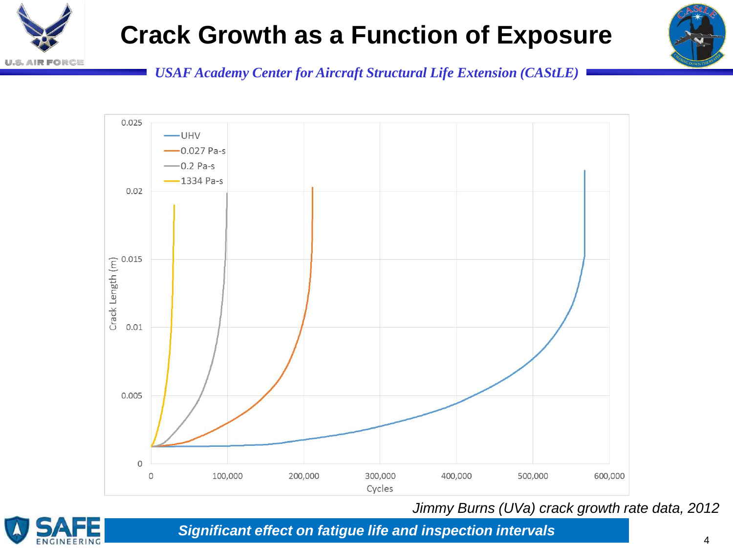# Crack Growth as a Function of Exposure

*USAF Academy Center for Aircraft Structural Life Extension (CAStLE)*

*Jimmy Burns (UVa) crack growth rate data, 2012*

***Significant effect on fatigue life and inspection intervals***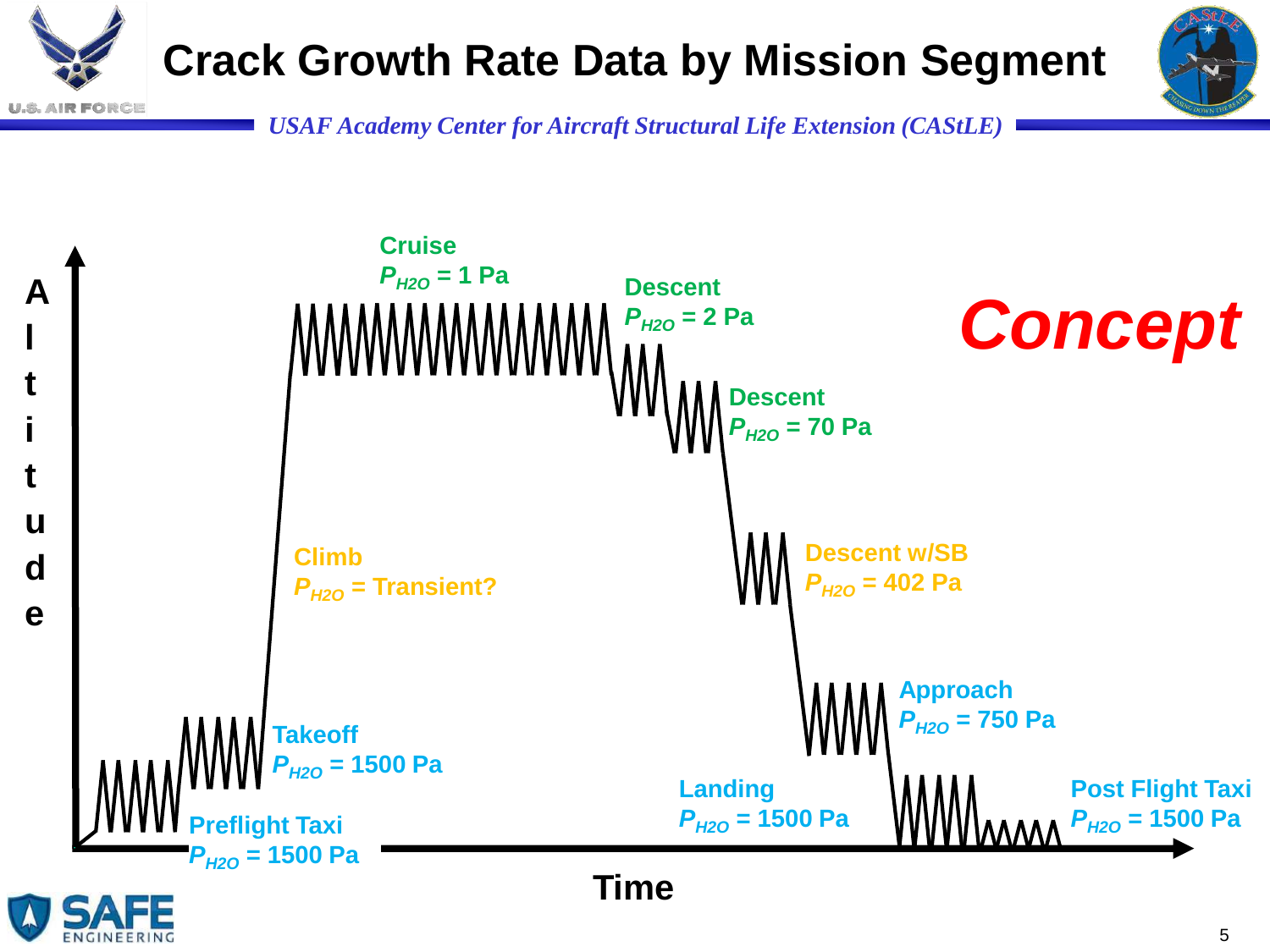# Crack Growth Rate Data by Mission Segment

*USAF Academy Center for Aircraft Structural Life Extension (CAStLE)*

**Concept**

**Cruise**
$P_{H2O}$ = 1 Pa

**Descent**
$P_{H2O}$ = 2 Pa

**Descent**
$P_{H2O}$ = 70 Pa

**Climb**
$P_{H2O}$ = Transient?

**Descent w/SB**
$P_{H2O}$ = 402 Pa

**Approach**
$P_{H2O}$ = 750 Pa

**Takeoff**
$P_{H2O}$ = 1500 Pa

**Landing**
$P_{H2O}$ = 1500 Pa

**Post Flight Taxi**
$P_{H2O}$ = 1500 Pa

**Preflight Taxi**
$P_{H2O}$ = 1500 Pa

**Altitude**

**Time**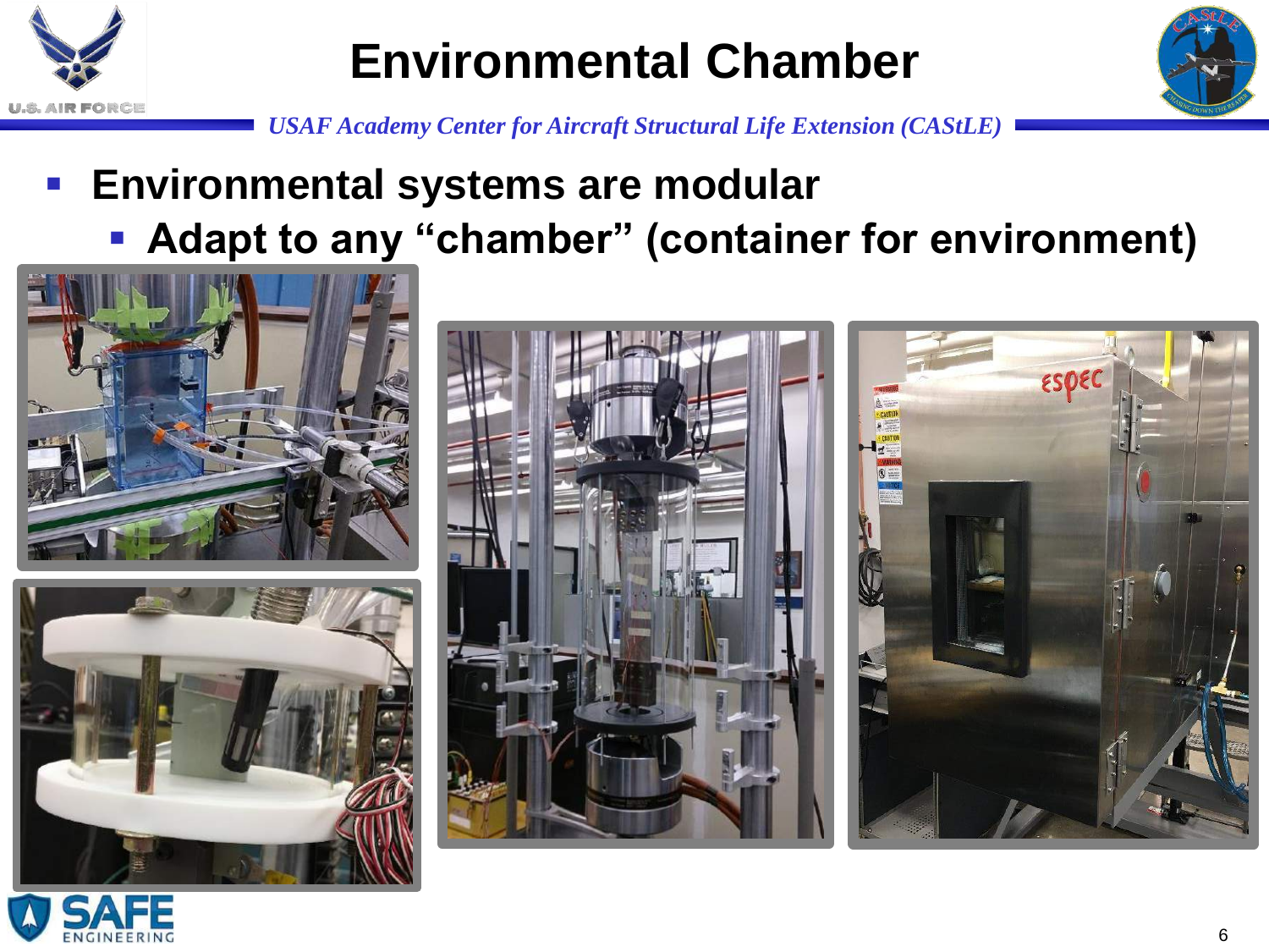# Environmental Chamber

*USAF Academy Center for Aircraft Structural Life Extension (CAStLE)*

- **Environmental systems are modular**
  - **Adapt to any "chamber" (container for environment)**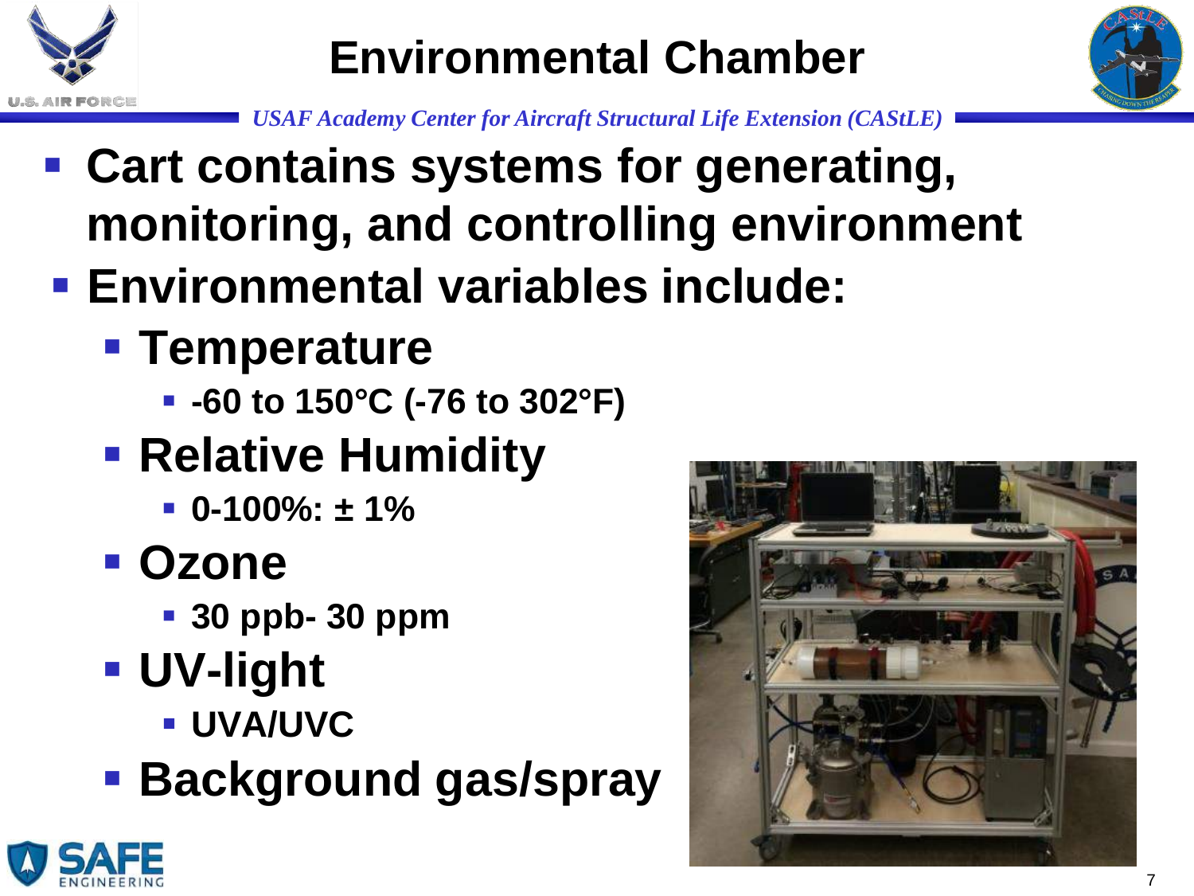# Environmental Chamber

*USAF Academy Center for Aircraft Structural Life Extension (CAStLE)*

- **Cart contains systems for generating, monitoring, and controlling environment**
- **Environmental variables include:**
  - **Temperature**
    - **-60 to 150°C (-76 to 302°F)**
  - **Relative Humidity**
    - **0-100%: ± 1%**
  - **Ozone**
    - **30 ppb- 30 ppm**
  - **UV-light**
    - **UVA/UVC**
  - **Background gas/spray**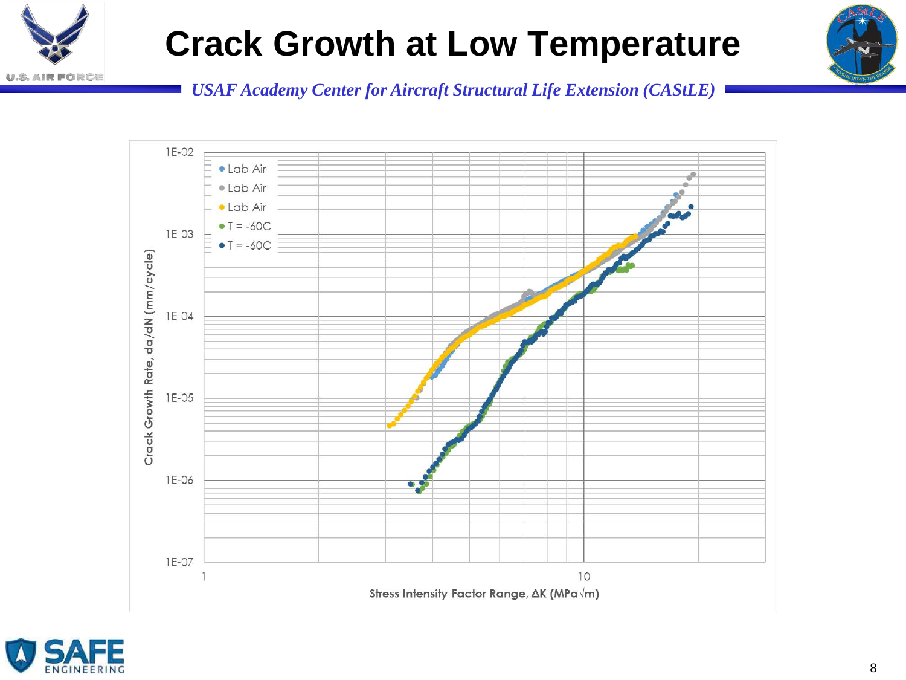# Crack Growth at Low Temperature

*USAF Academy Center for Aircraft Structural Life Extension (CAStLE)*

Crack Growth Rate, da/dN (mm/cycle) vs. Stress Intensity Factor Range, ΔK (MPa√m)

Legend: Lab Air, Lab Air, Lab Air, T = -60C, T = -60C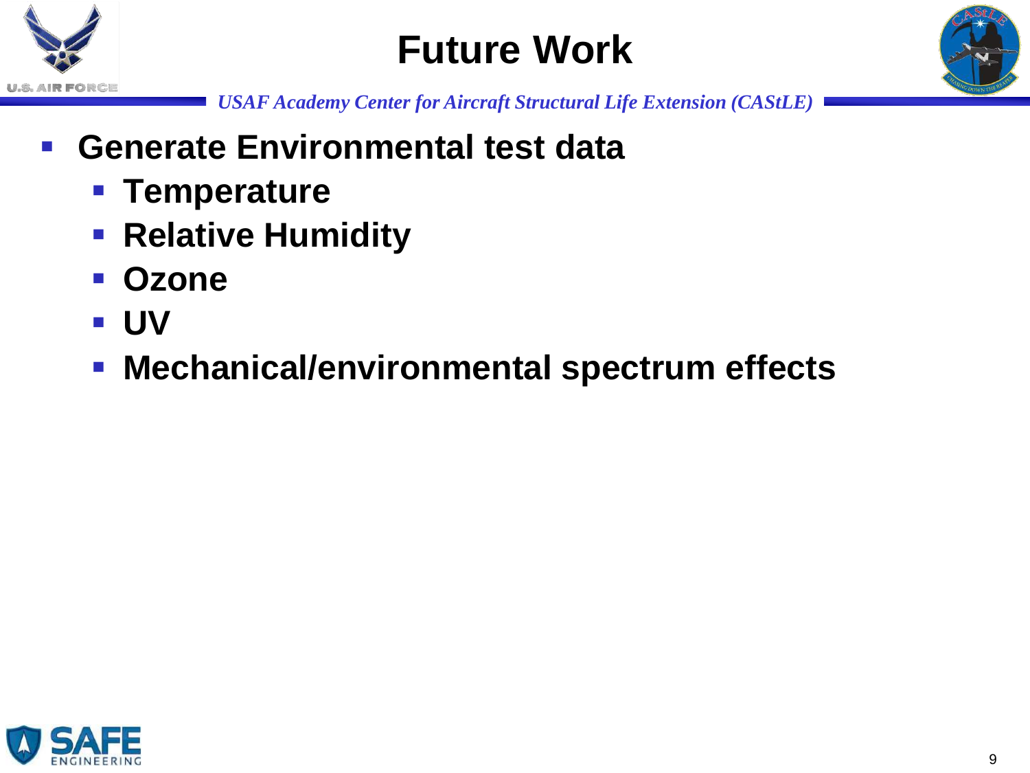# Future Work

- **Generate Environmental test data**
  - **Temperature**
  - **Relative Humidity**
  - **Ozone**
  - **UV**
  - **Mechanical/environmental spectrum effects**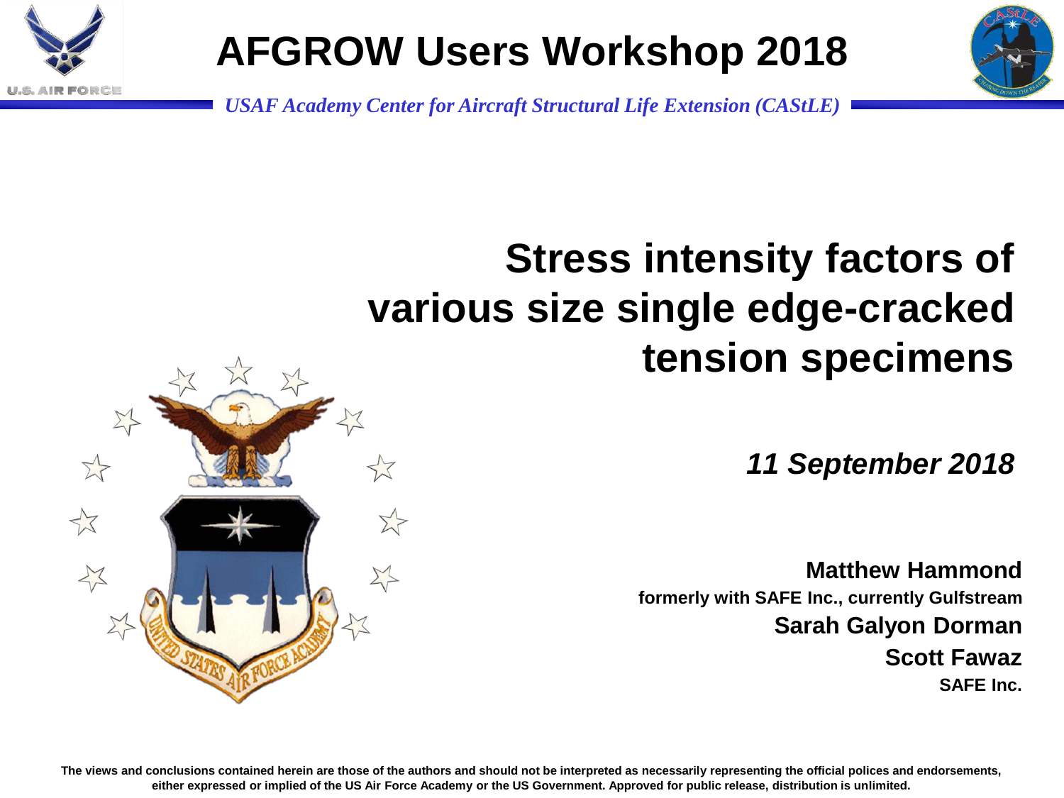# AFGROW Users Workshop 2018

*USAF Academy Center for Aircraft Structural Life Extension (CAStLE)*

## Stress intensity factors of various size single edge-cracked tension specimens

***11 September 2018***

**Matthew Hammond**
**formerly with SAFE Inc., currently Gulfstream**
**Sarah Galyon Dorman**
**Scott Fawaz**
**SAFE Inc.**

**The views and conclusions contained herein are those of the authors and should not be interpreted as necessarily representing the official polices and endorsements, either expressed or implied of the US Air Force Academy or the US Government. Approved for public release, distribution is unlimited.**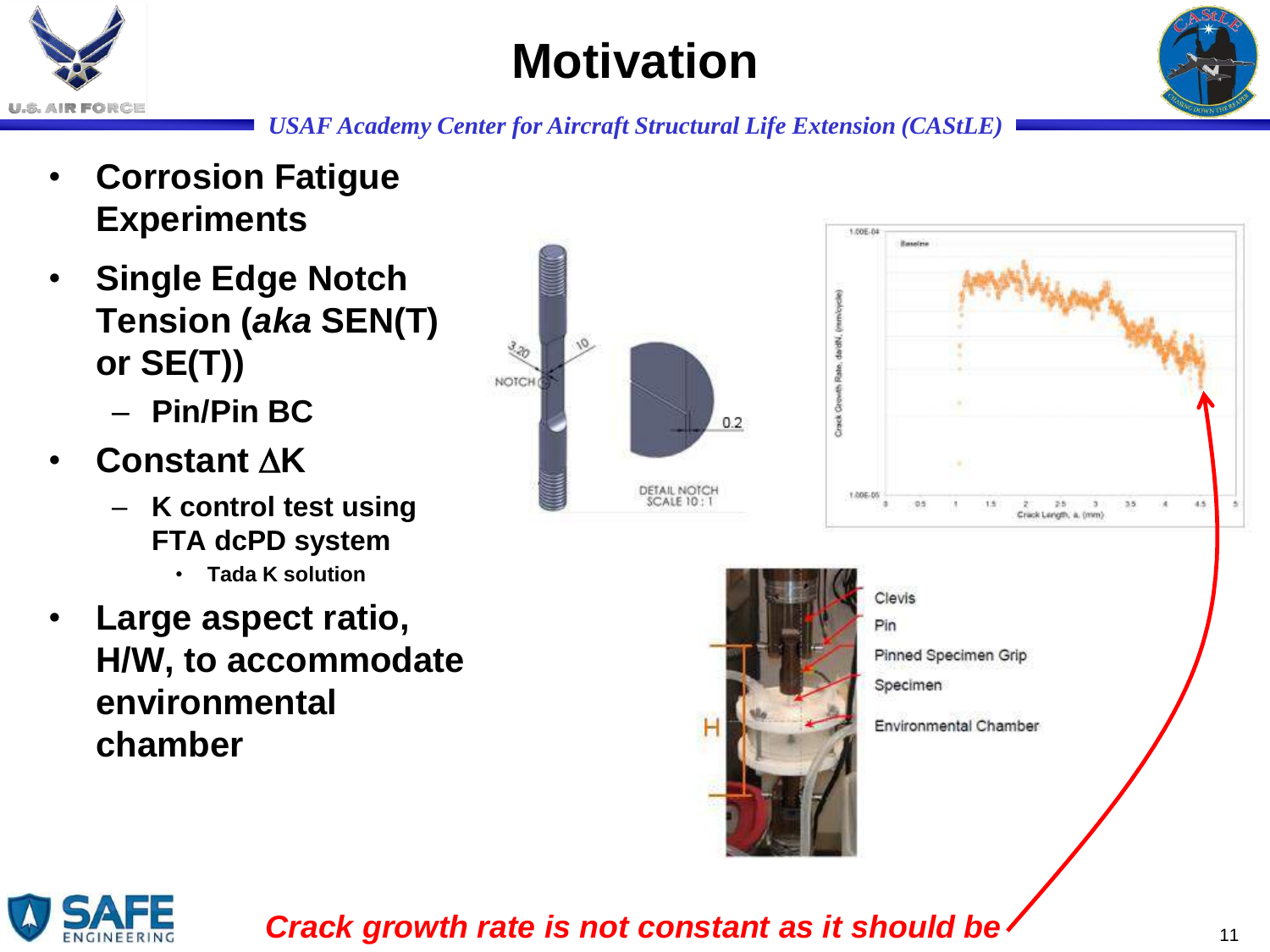# Motivation

- **Corrosion Fatigue Experiments**
- **Single Edge Notch Tension (*aka* SEN(T) or SE(T))**
  - **Pin/Pin BC**
- **Constant $\Delta$K**
  - **K control test using FTA dcPD system**
    - **Tada K solution**
- **Large aspect ratio, H/W, to accommodate environmental chamber**

NOTCH, 3.20, 10, 0.2, DETAIL NOTCH SCALE 10 : 1

Clevis
Pin
Pinned Specimen Grip
Specimen
Environmental Chamber
H

***Crack growth rate is not constant as it should be***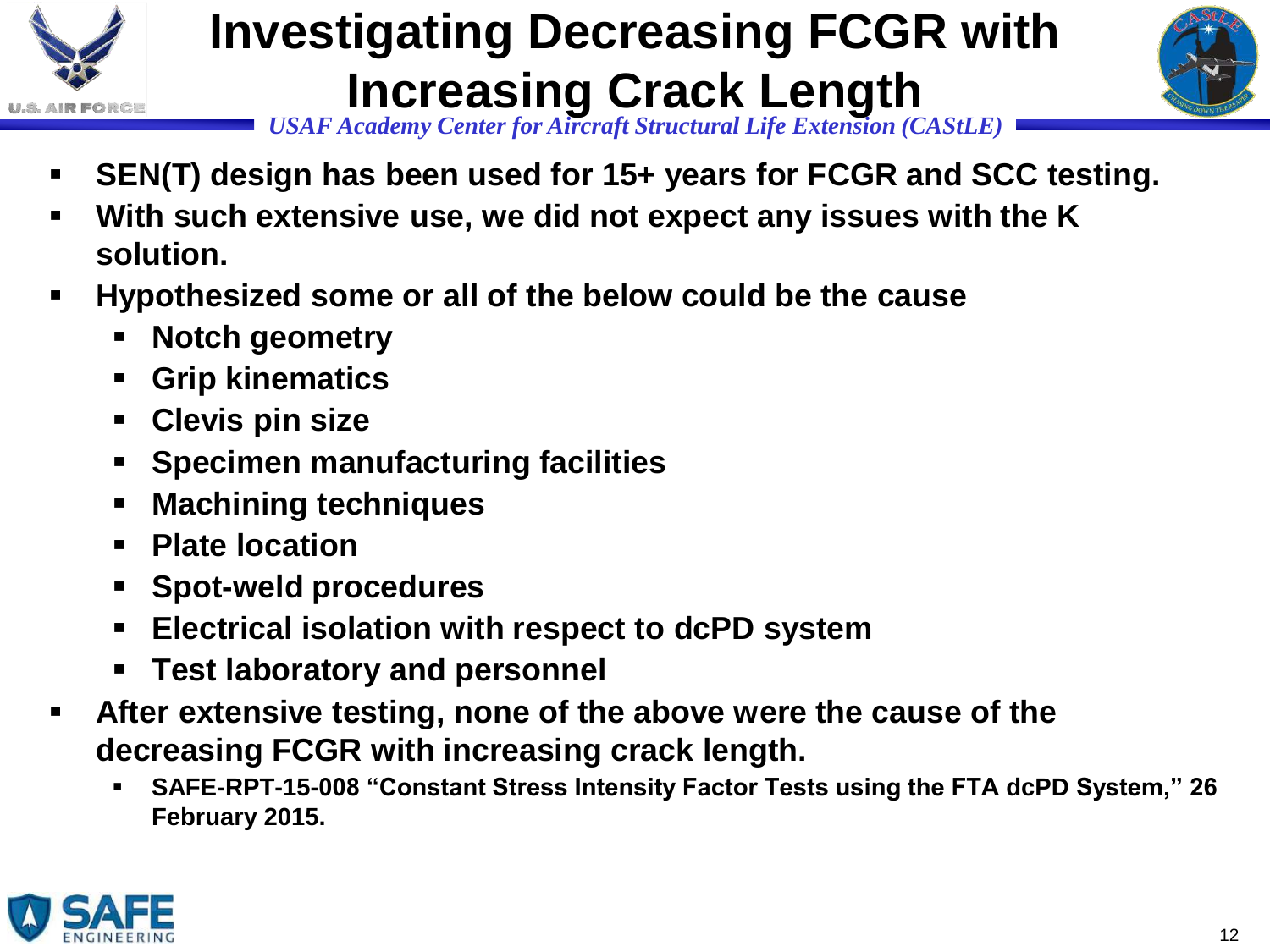# Investigating Decreasing FCGR with Increasing Crack Length

*USAF Academy Center for Aircraft Structural Life Extension (CAStLE)*

- **SEN(T) design has been used for 15+ years for FCGR and SCC testing.**
- **With such extensive use, we did not expect any issues with the K solution.**
- **Hypothesized some or all of the below could be the cause**
  - **Notch geometry**
  - **Grip kinematics**
  - **Clevis pin size**
  - **Specimen manufacturing facilities**
  - **Machining techniques**
  - **Plate location**
  - **Spot-weld procedures**
  - **Electrical isolation with respect to dcPD system**
  - **Test laboratory and personnel**
- **After extensive testing, none of the above were the cause of the decreasing FCGR with increasing crack length.**
  - **SAFE-RPT-15-008 "Constant Stress Intensity Factor Tests using the FTA dcPD System," 26 February 2015.**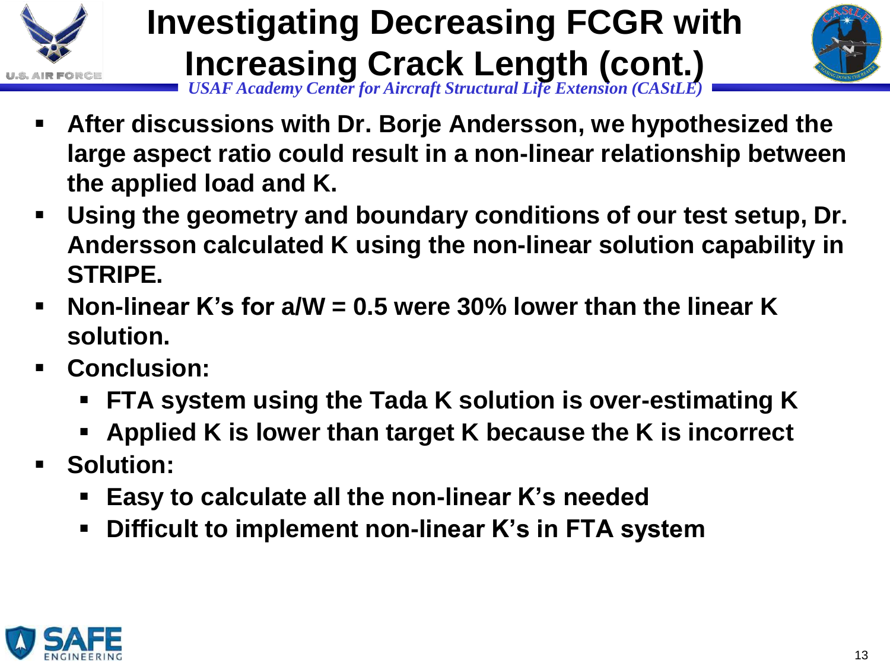# Investigating Decreasing FCGR with Increasing Crack Length (cont.)

*USAF Academy Center for Aircraft Structural Life Extension (CAStLE)*

- **After discussions with Dr. Borje Andersson, we hypothesized the large aspect ratio could result in a non-linear relationship between the applied load and K.**
- **Using the geometry and boundary conditions of our test setup, Dr. Andersson calculated K using the non-linear solution capability in STRIPE.**
- **Non-linear K's for a/W = 0.5 were 30% lower than the linear K solution.**
- **Conclusion:**
  - **FTA system using the Tada K solution is over-estimating K**
  - **Applied K is lower than target K because the K is incorrect**
- **Solution:**
  - **Easy to calculate all the non-linear K's needed**
  - **Difficult to implement non-linear K's in FTA system**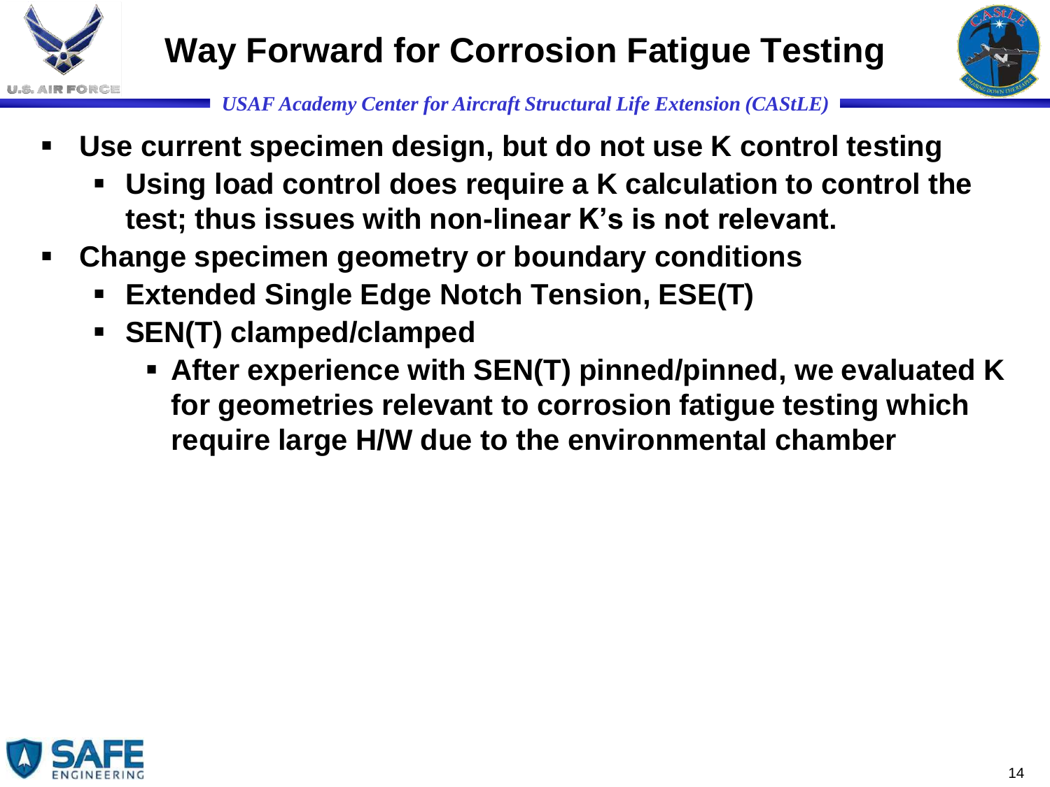# Way Forward for Corrosion Fatigue Testing

- **Use current specimen design, but do not use K control testing**
  - **Using load control does require a K calculation to control the test; thus issues with non-linear K's is not relevant.**
- **Change specimen geometry or boundary conditions**
  - **Extended Single Edge Notch Tension, ESE(T)**
  - **SEN(T) clamped/clamped**
    - **After experience with SEN(T) pinned/pinned, we evaluated K for geometries relevant to corrosion fatigue testing which require large H/W due to the environmental chamber**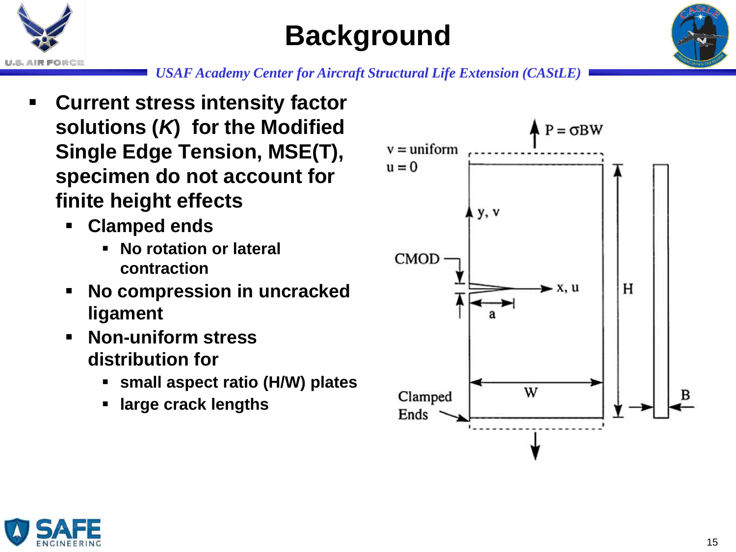# Background

- **Current stress intensity factor solutions (*K*) for the Modified Single Edge Tension, MSE(T), specimen do not account for finite height effects**
  - **Clamped ends**
    - **No rotation or lateral contraction**
  - **No compression in uncracked ligament**
  - **Non-uniform stress distribution for**
    - **small aspect ratio (H/W) plates**
    - **large crack lengths**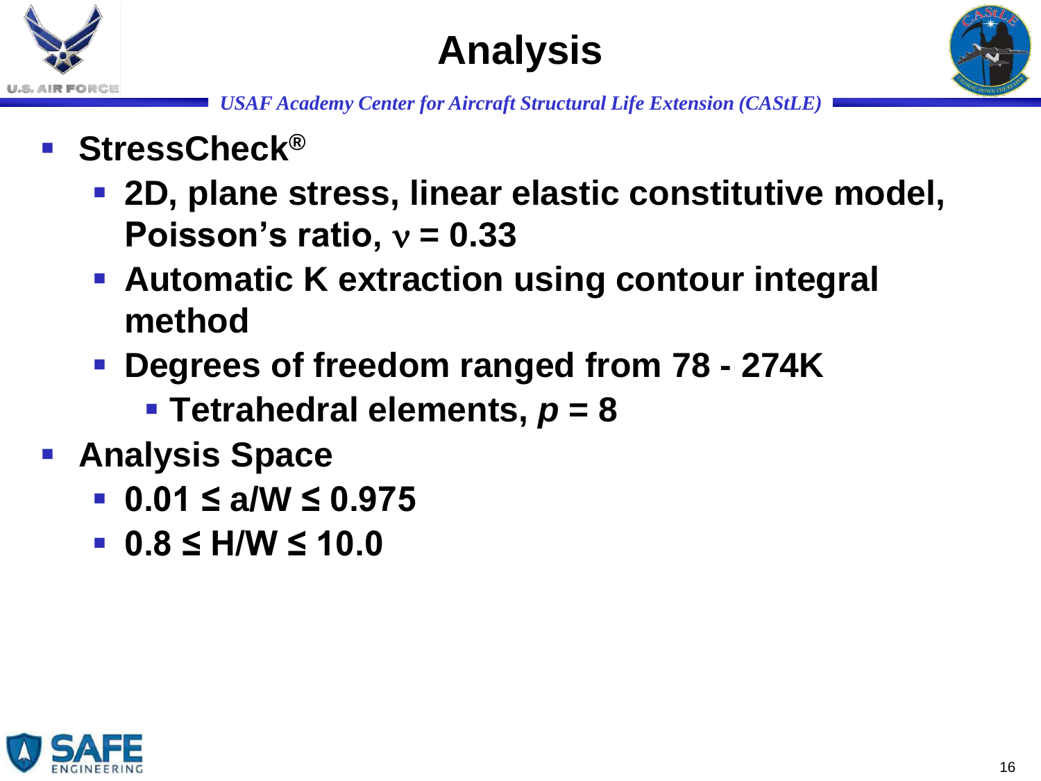# Analysis

- **StressCheck®**
  - **2D, plane stress, linear elastic constitutive model, Poisson's ratio, $\nu = 0.33$**
  - **Automatic K extraction using contour integral method**
  - **Degrees of freedom ranged from 78 - 274K**
    - **Tetrahedral elements, $p = 8$**
- **Analysis Space**
  - **$0.01 \leq a/W \leq 0.975$**
  - **$0.8 \leq H/W \leq 10.0$**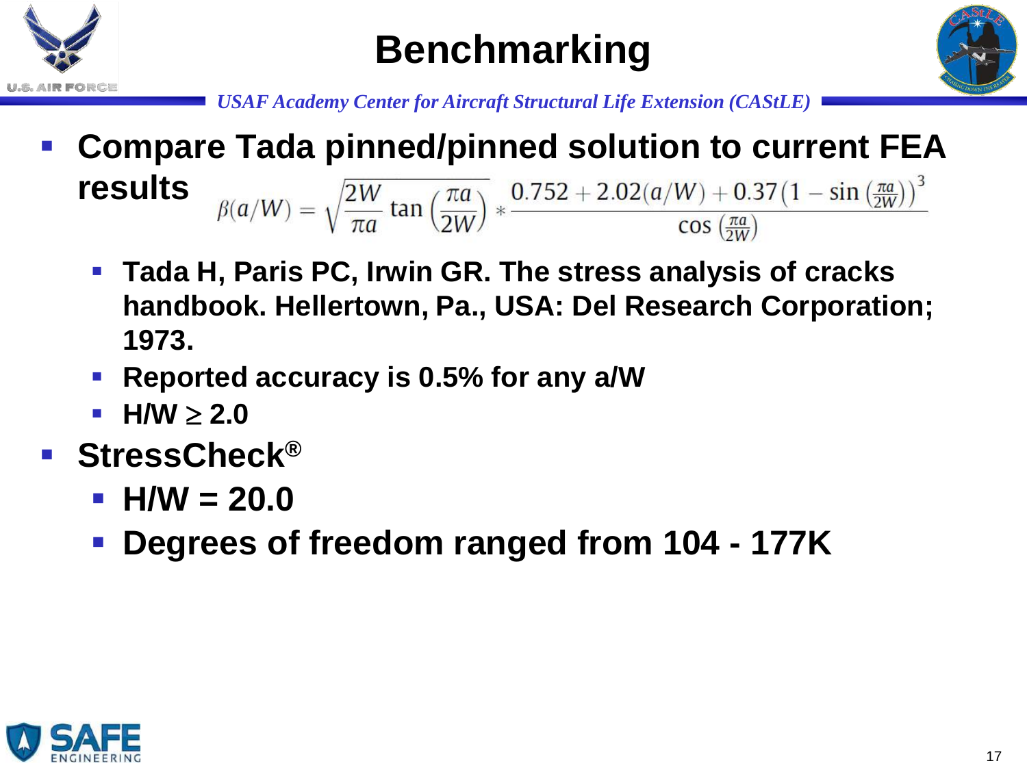# Benchmarking

*USAF Academy Center for Aircraft Structural Life Extension (CAStLE)*

- **Compare Tada pinned/pinned solution to current FEA results**

$$\beta(a/W) = \sqrt{\frac{2W}{\pi a}\tan\left(\frac{\pi a}{2W}\right)} * \frac{0.752 + 2.02(a/W) + 0.37\left(1 - \sin\left(\frac{\pi a}{2W}\right)\right)^3}{\cos\left(\frac{\pi a}{2W}\right)}$$

  - **Tada H, Paris PC, Irwin GR. The stress analysis of cracks handbook. Hellertown, Pa., USA: Del Research Corporation; 1973.**
  - **Reported accuracy is 0.5% for any a/W**
  - **H/W ≥ 2.0**
- **StressCheck®**
  - **H/W = 20.0**
  - **Degrees of freedom ranged from 104 - 177K**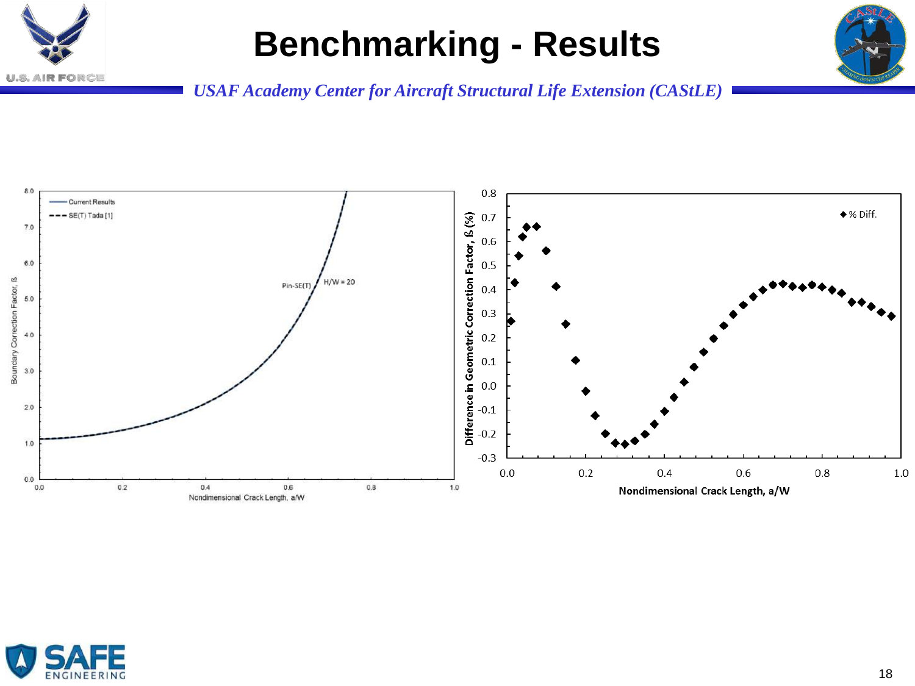# Benchmarking - Results

*USAF Academy Center for Aircraft Structural Life Extension (CAStLE)*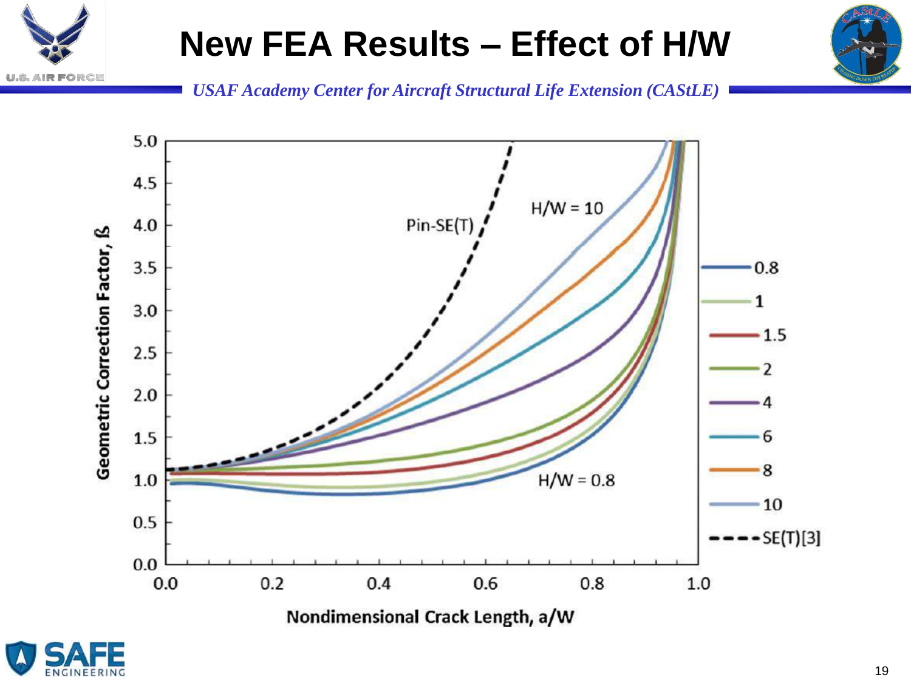# New FEA Results – Effect of H/W

*USAF Academy Center for Aircraft Structural Life Extension (CAStLE)*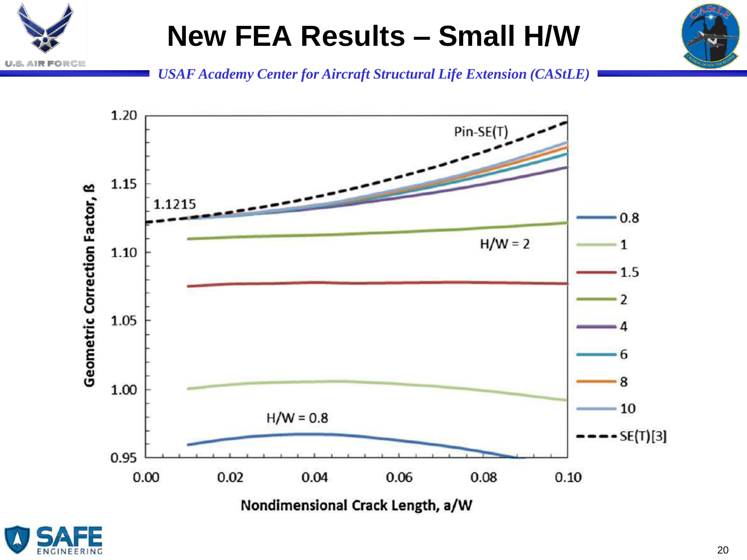# New FEA Results – Small H/W

*USAF Academy Center for Aircraft Structural Life Extension (CAStLE)*

Geometric Correction Factor, ß

1.20, 1.15, 1.10, 1.05, 1.00, 0.95

Pin-SE(T)

1.1215

H/W = 2

H/W = 0.8

0.00, 0.02, 0.04, 0.06, 0.08, 0.10

Nondimensional Crack Length, a/W

- 0.8
- 1
- 1.5
- 2
- 4
- 6
- 8
- 10
- SE(T)[3]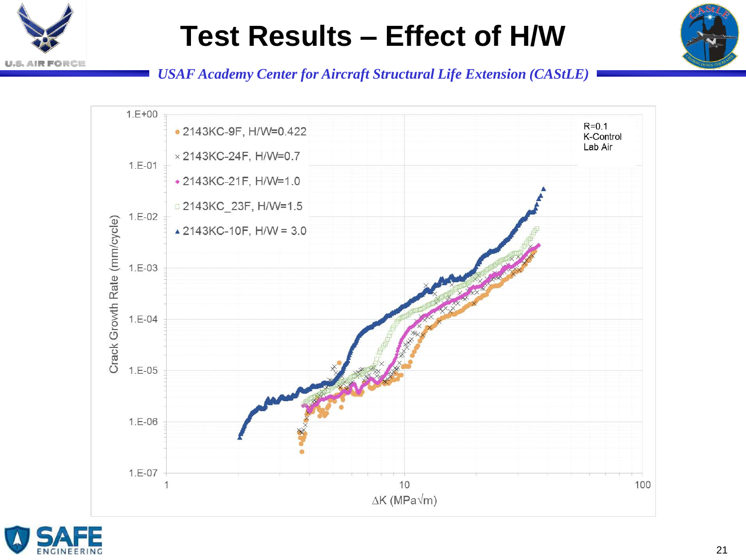# Test Results – Effect of H/W

*USAF Academy Center for Aircraft Structural Life Extension (CAStLE)*

Legend:
- 2143KC-9F, H/W=0.422
- 2143KC-24F, H/W=0.7
- 2143KC-21F, H/W=1.0
- 2143KC_23F, H/W=1.5
- 2143KC-10F, H/W = 3.0

R=0.1
K-Control
Lab Air

Y-axis: Crack Growth Rate (mm/cycle), from 1.E-07 to 1.E+00

X-axis: $\Delta K$ (MPa$\sqrt{m}$), from 1 to 100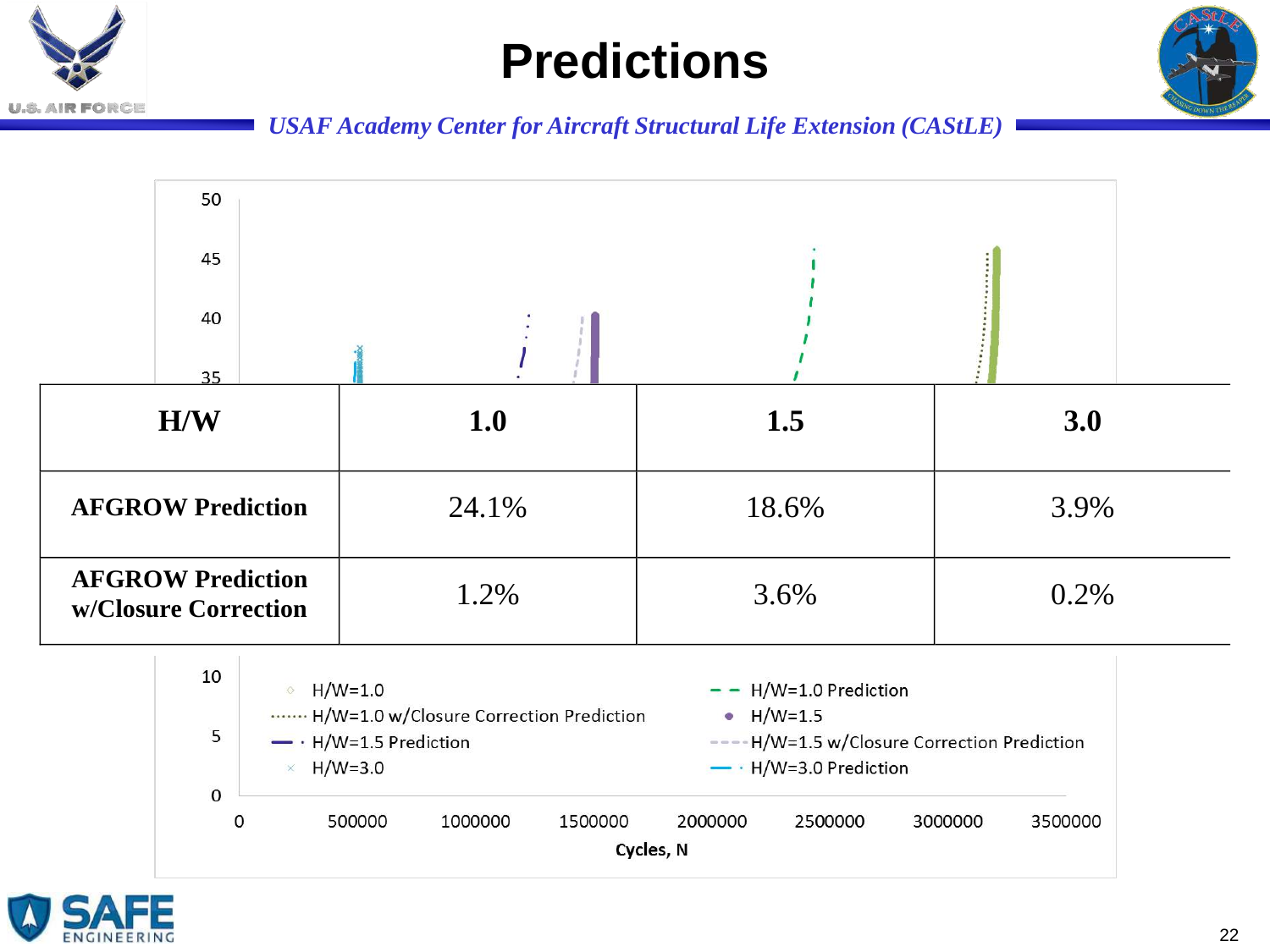# Predictions

*USAF Academy Center for Aircraft Structural Life Extension (CAStLE)*

| H/W | 1.0 | 1.5 | 3.0 |
|---|---|---|---|
| **AFGROW Prediction** | 24.1% | 18.6% | 3.9% |
| **AFGROW Prediction w/Closure Correction** | 1.2% | 3.6% | 0.2% |

Legend: H/W=1.0; H/W=1.0 Prediction; H/W=1.0 w/Closure Correction Prediction; H/W=1.5; H/W=1.5 Prediction; H/W=1.5 w/Closure Correction Prediction; H/W=3.0; H/W=3.0 Prediction

Cycles, N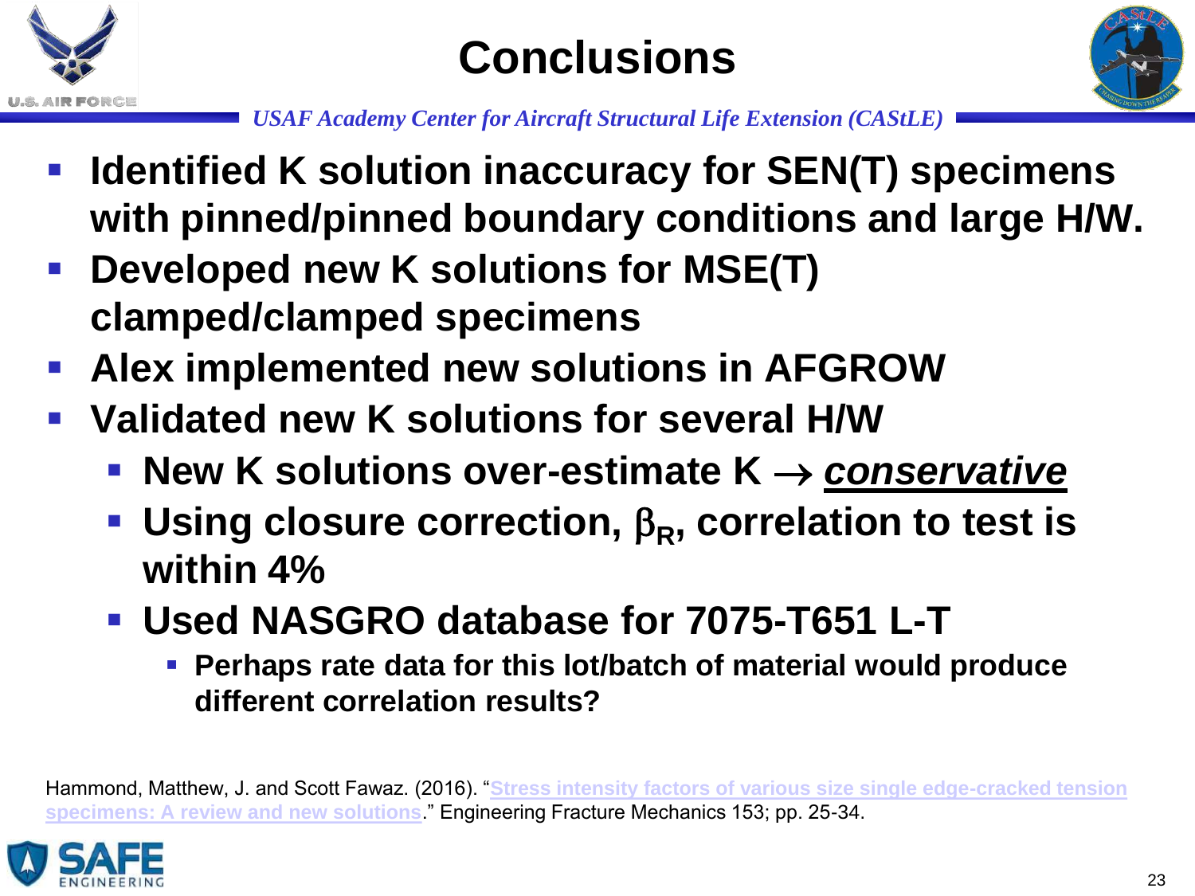# Conclusions

*USAF Academy Center for Aircraft Structural Life Extension (CAStLE)*

- **Identified K solution inaccuracy for SEN(T) specimens with pinned/pinned boundary conditions and large H/W.**
- **Developed new K solutions for MSE(T) clamped/clamped specimens**
- **Alex implemented new solutions in AFGROW**
- **Validated new K solutions for several H/W**
  - **New K solutions over-estimate K $\rightarrow$ *conservative***
  - **Using closure correction, $\beta_R$, correlation to test is within 4%**
  - **Used NASGRO database for 7075-T651 L-T**
    - **Perhaps rate data for this lot/batch of material would produce different correlation results?**

Hammond, Matthew, J. and Scott Fawaz. (2016). "Stress intensity factors of various size single edge-cracked tension specimens: A review and new solutions." Engineering Fracture Mechanics 153; pp. 25-34.